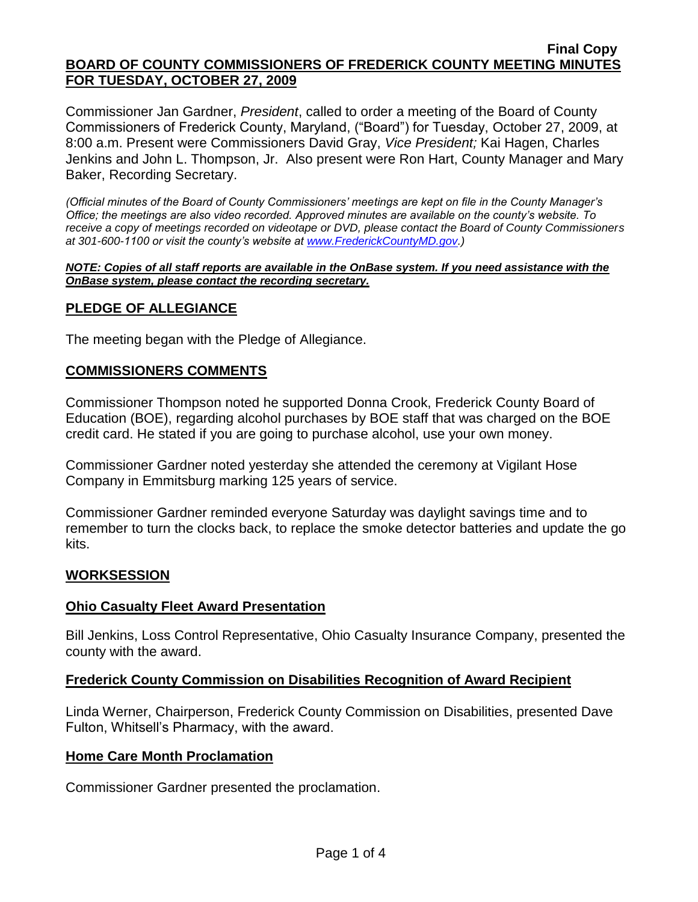**Final Copy**

# BOARD OF COUNTY COMMISSIONERS OF FREDERICK COUNTY MEETING MINUTES FOR TUESDAY, OCTOBER 27, 2009

Commissioner Jan Gardner, *President*, called to order a meeting of the Board of County Commissioners of Frederick County, Maryland, ("Board") for Tuesday, October 27, 2009, at 8:00 a.m. Present were Commissioners David Gray, *Vice President;* Kai Hagen, Charles Jenkins and John L. Thompson, Jr. Also present were Ron Hart, County Manager and Mary Baker, Recording Secretary.

*(Official minutes of the Board of County Commissioners' meetings are kept on file in the County Manager's Office; the meetings are also video recorded. Approved minutes are available on the county's website. To receive a copy of meetings recorded on videotape or DVD, please contact the Board of County Commissioners at 301-600-1100 or visit the county's website at www.FrederickCountyMD.gov.)*

***NOTE: Copies of all staff reports are available in the OnBase system. If you need assistance with the OnBase system, please contact the recording secretary.***

## PLEDGE OF ALLEGIANCE

The meeting began with the Pledge of Allegiance.

## COMMISSIONERS COMMENTS

Commissioner Thompson noted he supported Donna Crook, Frederick County Board of Education (BOE), regarding alcohol purchases by BOE staff that was charged on the BOE credit card. He stated if you are going to purchase alcohol, use your own money.

Commissioner Gardner noted yesterday she attended the ceremony at Vigilant Hose Company in Emmitsburg marking 125 years of service.

Commissioner Gardner reminded everyone Saturday was daylight savings time and to remember to turn the clocks back, to replace the smoke detector batteries and update the go kits.

## WORKSESSION

### Ohio Casualty Fleet Award Presentation

Bill Jenkins, Loss Control Representative, Ohio Casualty Insurance Company, presented the county with the award.

### Frederick County Commission on Disabilities Recognition of Award Recipient

Linda Werner, Chairperson, Frederick County Commission on Disabilities, presented Dave Fulton, Whitsell's Pharmacy, with the award.

### Home Care Month Proclamation

Commissioner Gardner presented the proclamation.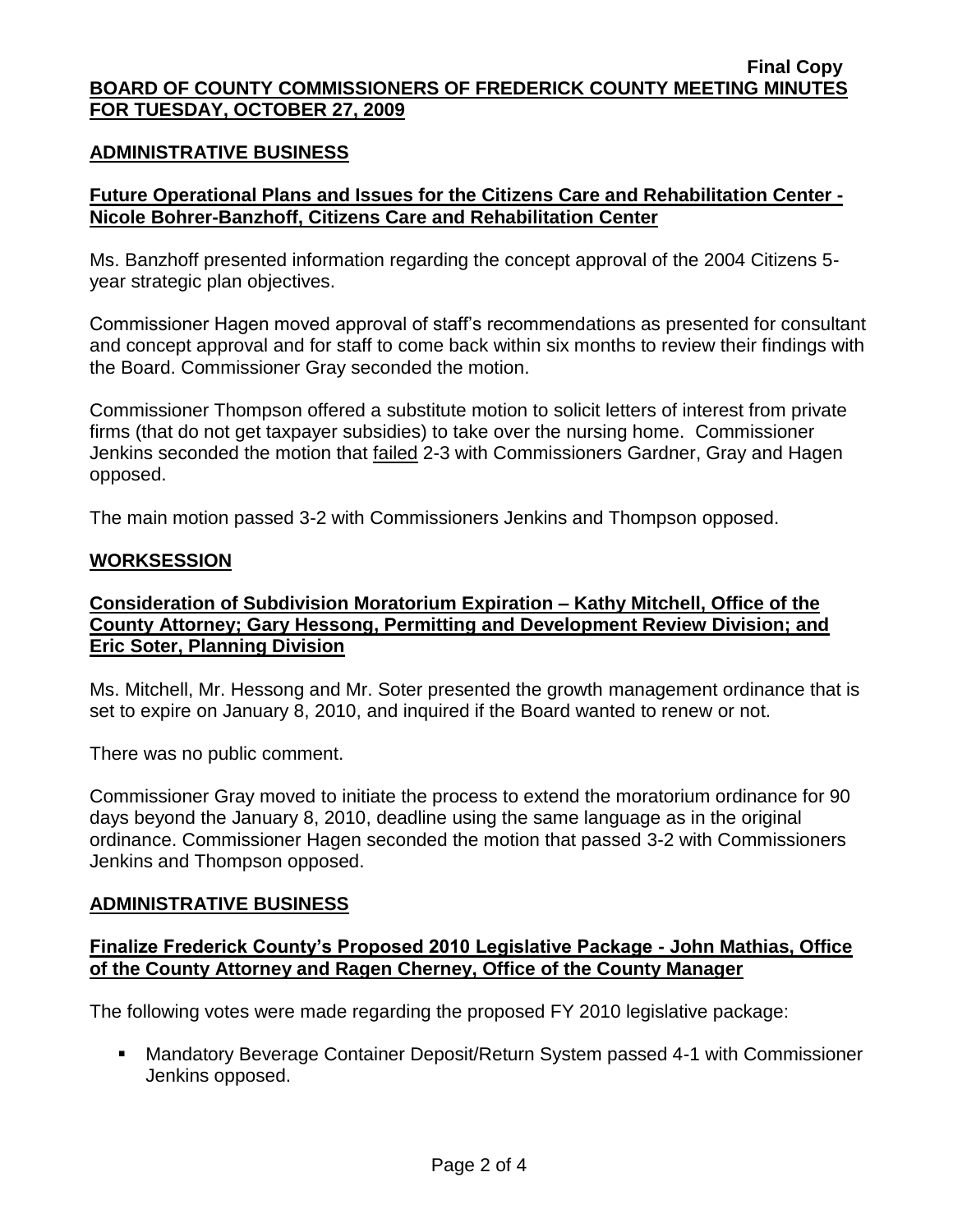**Final Copy**

**BOARD OF COUNTY COMMISSIONERS OF FREDERICK COUNTY MEETING MINUTES FOR TUESDAY, OCTOBER 27, 2009**

## ADMINISTRATIVE BUSINESS

### Future Operational Plans and Issues for the Citizens Care and Rehabilitation Center - Nicole Bohrer-Banzhoff, Citizens Care and Rehabilitation Center

Ms. Banzhoff presented information regarding the concept approval of the 2004 Citizens 5-year strategic plan objectives.

Commissioner Hagen moved approval of staff's recommendations as presented for consultant and concept approval and for staff to come back within six months to review their findings with the Board. Commissioner Gray seconded the motion.

Commissioner Thompson offered a substitute motion to solicit letters of interest from private firms (that do not get taxpayer subsidies) to take over the nursing home. Commissioner Jenkins seconded the motion that failed 2-3 with Commissioners Gardner, Gray and Hagen opposed.

The main motion passed 3-2 with Commissioners Jenkins and Thompson opposed.

## WORKSESSION

### Consideration of Subdivision Moratorium Expiration – Kathy Mitchell, Office of the County Attorney; Gary Hessong, Permitting and Development Review Division; and Eric Soter, Planning Division

Ms. Mitchell, Mr. Hessong and Mr. Soter presented the growth management ordinance that is set to expire on January 8, 2010, and inquired if the Board wanted to renew or not.

There was no public comment.

Commissioner Gray moved to initiate the process to extend the moratorium ordinance for 90 days beyond the January 8, 2010, deadline using the same language as in the original ordinance. Commissioner Hagen seconded the motion that passed 3-2 with Commissioners Jenkins and Thompson opposed.

## ADMINISTRATIVE BUSINESS

### Finalize Frederick County's Proposed 2010 Legislative Package - John Mathias, Office of the County Attorney and Ragen Cherney, Office of the County Manager

The following votes were made regarding the proposed FY 2010 legislative package:

- Mandatory Beverage Container Deposit/Return System passed 4-1 with Commissioner Jenkins opposed.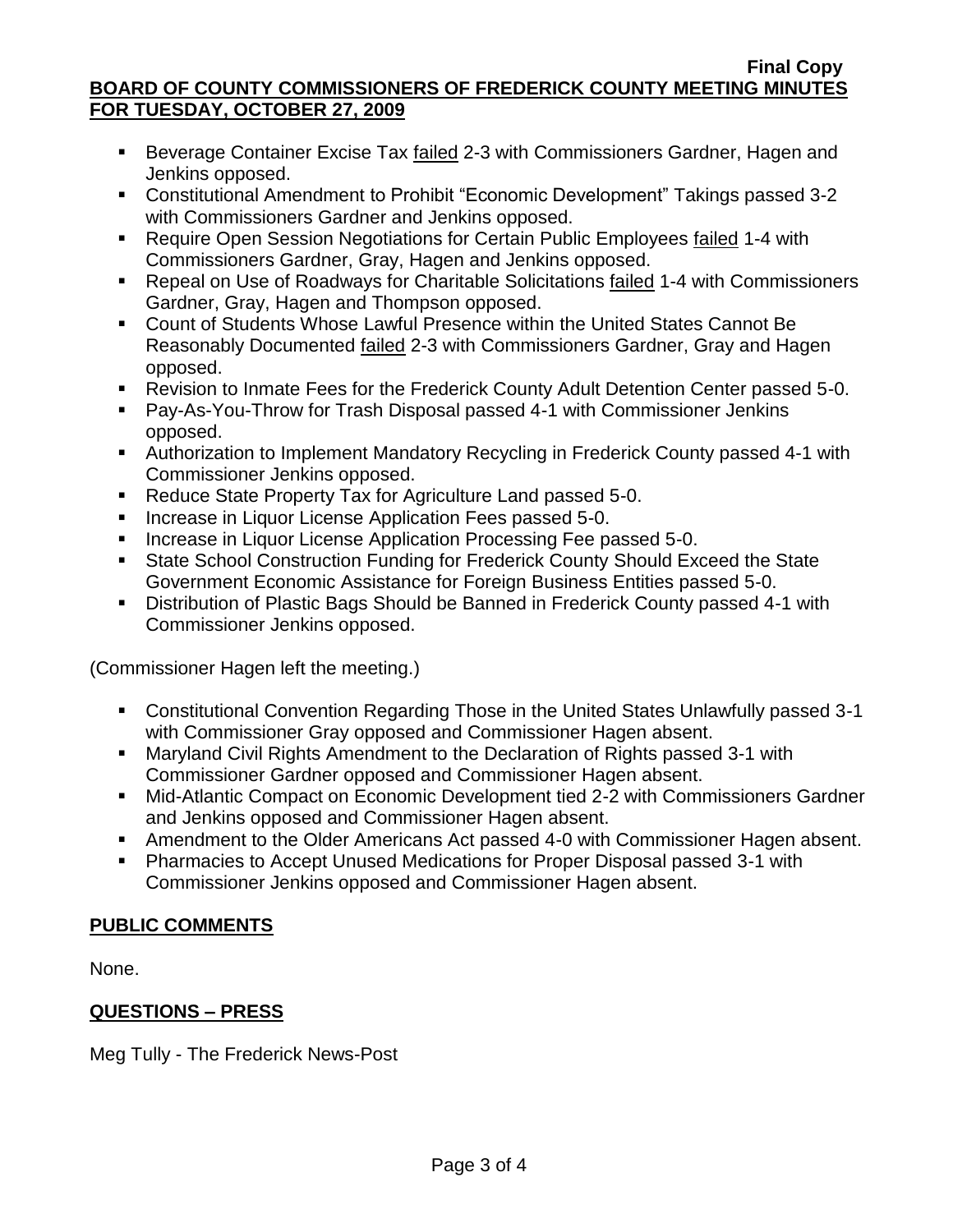- Beverage Container Excise Tax failed 2-3 with Commissioners Gardner, Hagen and Jenkins opposed.
- Constitutional Amendment to Prohibit "Economic Development" Takings passed 3-2 with Commissioners Gardner and Jenkins opposed.
- Require Open Session Negotiations for Certain Public Employees failed 1-4 with Commissioners Gardner, Gray, Hagen and Jenkins opposed.
- Repeal on Use of Roadways for Charitable Solicitations failed 1-4 with Commissioners Gardner, Gray, Hagen and Thompson opposed.
- Count of Students Whose Lawful Presence within the United States Cannot Be Reasonably Documented failed 2-3 with Commissioners Gardner, Gray and Hagen opposed.
- Revision to Inmate Fees for the Frederick County Adult Detention Center passed 5-0.
- Pay-As-You-Throw for Trash Disposal passed 4-1 with Commissioner Jenkins opposed.
- Authorization to Implement Mandatory Recycling in Frederick County passed 4-1 with Commissioner Jenkins opposed.
- Reduce State Property Tax for Agriculture Land passed 5-0.
- Increase in Liquor License Application Fees passed 5-0.
- Increase in Liquor License Application Processing Fee passed 5-0.
- State School Construction Funding for Frederick County Should Exceed the State Government Economic Assistance for Foreign Business Entities passed 5-0.
- Distribution of Plastic Bags Should be Banned in Frederick County passed 4-1 with Commissioner Jenkins opposed.

(Commissioner Hagen left the meeting.)

- Constitutional Convention Regarding Those in the United States Unlawfully passed 3-1 with Commissioner Gray opposed and Commissioner Hagen absent.
- Maryland Civil Rights Amendment to the Declaration of Rights passed 3-1 with Commissioner Gardner opposed and Commissioner Hagen absent.
- Mid-Atlantic Compact on Economic Development tied 2-2 with Commissioners Gardner and Jenkins opposed and Commissioner Hagen absent.
- Amendment to the Older Americans Act passed 4-0 with Commissioner Hagen absent.
- Pharmacies to Accept Unused Medications for Proper Disposal passed 3-1 with Commissioner Jenkins opposed and Commissioner Hagen absent.

## PUBLIC COMMENTS

None.

## QUESTIONS – PRESS

Meg Tully - The Frederick News-Post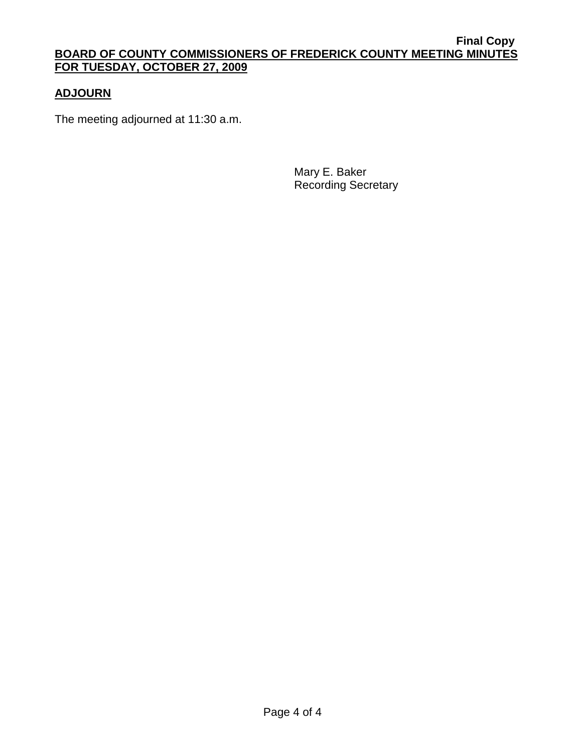## ADJOURN

The meeting adjourned at 11:30 a.m.

Mary E. Baker
Recording Secretary